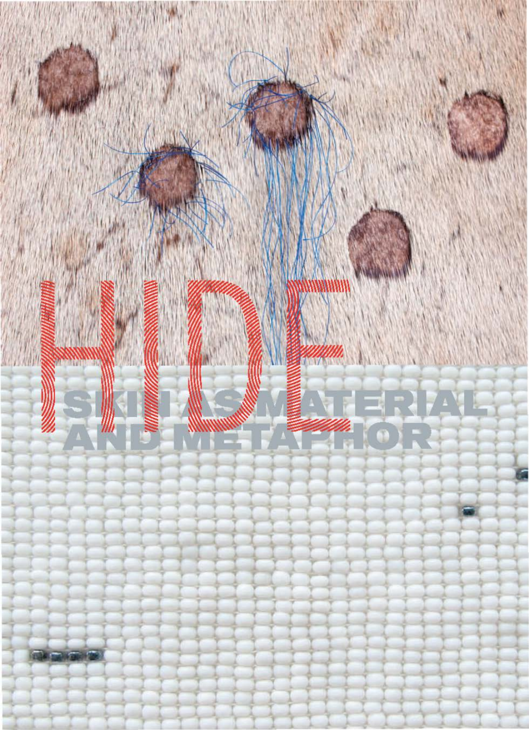# HIDE

## SKIN AS MATERIAL AND METAPHOR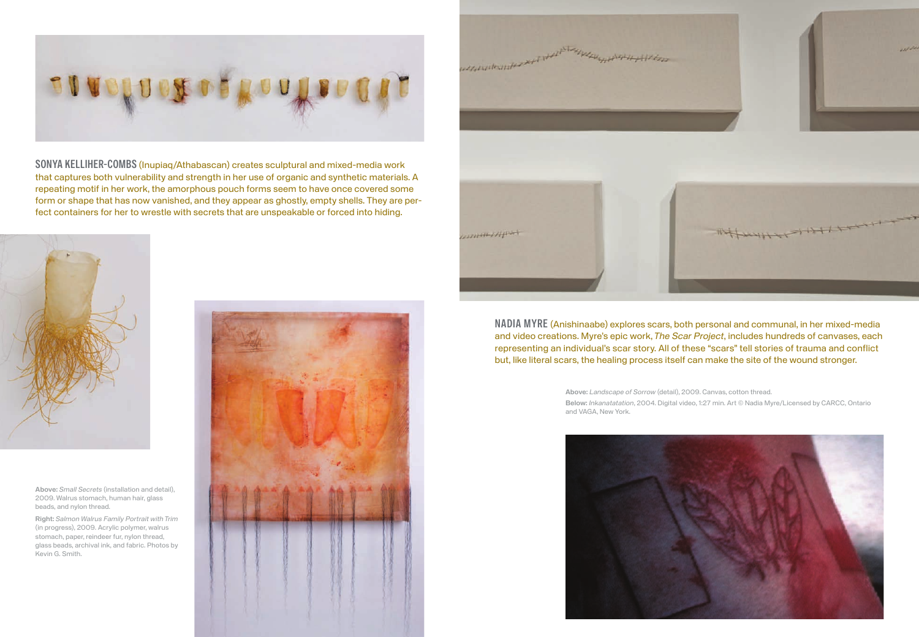**SONYA KELLIHER-COMBS** (Inupiaq/Athabascan) creates sculptural and mixed-media work that captures both vulnerability and strength in her use of organic and synthetic materials. A repeating motif in her work, the amorphous pouch forms seem to have once covered some form or shape that has now vanished, and they appear as ghostly, empty shells. They are perfect containers for her to wrestle with secrets that are unspeakable or forced into hiding.

**Above:** *Small Secrets* (installation and detail), 2009. Walrus stomach, human hair, glass beads, and nylon thread.

**Right:** *Salmon Walrus Family Portrait with Trim* (in progress), 2009. Acrylic polymer, walrus stomach, paper, reindeer fur, nylon thread, glass beads, archival ink, and fabric. Photos by Kevin G. Smith.

**NADIA MYRE** (Anishinaabe) explores scars, both personal and communal, in her mixed-media and video creations. Myre's epic work, *The Scar Project*, includes hundreds of canvases, each representing an individual's scar story. All of these "scars" tell stories of trauma and conflict but, like literal scars, the healing process itself can make the site of the wound stronger.

**Above:** *Landscape of Sorrow* (detail), 2009. Canvas, cotton thread.

**Below:** *Inkanatatation*, 2004. Digital video, 1:27 min. Art © Nadia Myre/Licensed by CARCC, Ontario and VAGA, New York.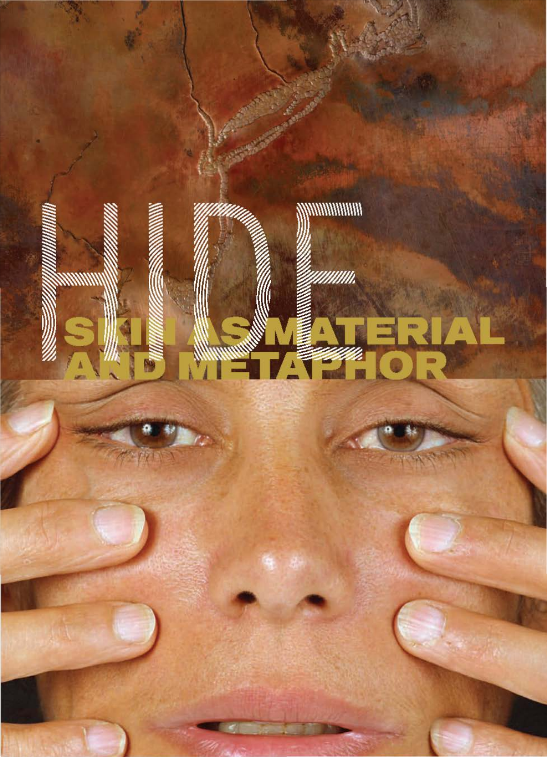# HIDE

## SKIN AS MATERIAL AND METAPHOR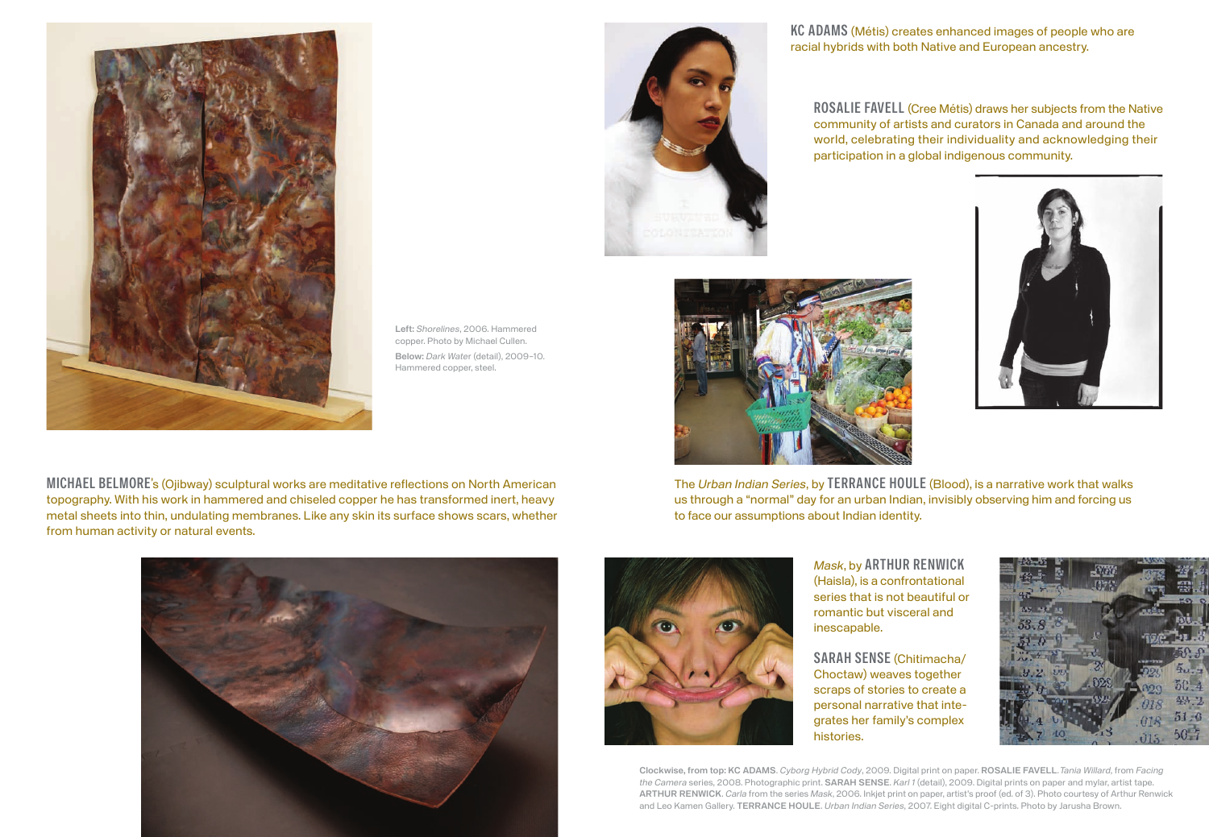Left: *Shorelines*, 2006. Hammered copper. Photo by Michael Cullen.
Below: *Dark Water* (detail), 2009–10. Hammered copper, steel.

**MICHAEL BELMORE**'s (Ojibway) sculptural works are meditative reflections on North American topography. With his work in hammered and chiseled copper he has transformed inert, heavy metal sheets into thin, undulating membranes. Like any skin its surface shows scars, whether from human activity or natural events.

**KC ADAMS** (Métis) creates enhanced images of people who are racial hybrids with both Native and European ancestry.

**ROSALIE FAVELL** (Cree Métis) draws her subjects from the Native community of artists and curators in Canada and around the world, celebrating their individuality and acknowledging their participation in a global indigenous community.

The *Urban Indian Series*, by **TERRANCE HOULE** (Blood), is a narrative work that walks us through a "normal" day for an urban Indian, invisibly observing him and forcing us to face our assumptions about Indian identity.

*Mask*, by **ARTHUR RENWICK** (Haisla), is a confrontational series that is not beautiful or romantic but visceral and inescapable.

**SARAH SENSE** (Chitimacha/ Choctaw) weaves together scraps of stories to create a personal narrative that integrates her family's complex histories.

Clockwise, from top: **KC ADAMS**. *Cyborg Hybrid Cody*, 2009. Digital print on paper. **ROSALIE FAVELL**. *Tania Willard*, from *Facing the Camera* series, 2008. Photographic print. **SARAH SENSE**. *Karl 1* (detail), 2009. Digital prints on paper and mylar, artist tape. **ARTHUR RENWICK**. *Carla* from the series *Mask*, 2006. Inkjet print on paper, artist's proof (ed. of 3). Photo courtesy of Arthur Renwick and Leo Kamen Gallery. **TERRANCE HOULE**. *Urban Indian Series*, 2007. Eight digital C-prints. Photo by Jarusha Brown.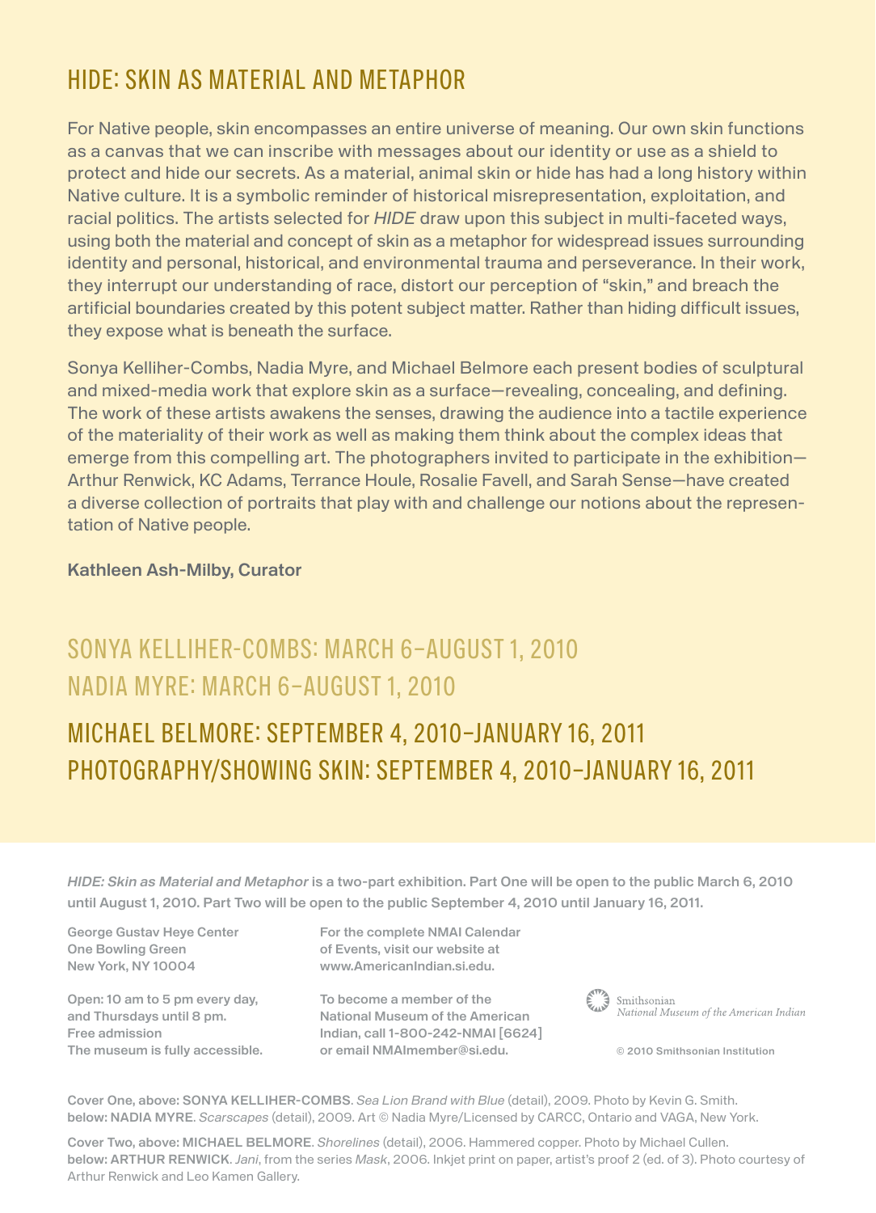# HIDE: SKIN AS MATERIAL AND METAPHOR

For Native people, skin encompasses an entire universe of meaning. Our own skin functions as a canvas that we can inscribe with messages about our identity or use as a shield to protect and hide our secrets. As a material, animal skin or hide has had a long history within Native culture. It is a symbolic reminder of historical misrepresentation, exploitation, and racial politics. The artists selected for *HIDE* draw upon this subject in multi-faceted ways, using both the material and concept of skin as a metaphor for widespread issues surrounding identity and personal, historical, and environmental trauma and perseverance. In their work, they interrupt our understanding of race, distort our perception of "skin," and breach the artificial boundaries created by this potent subject matter. Rather than hiding difficult issues, they expose what is beneath the surface.

Sonya Kelliher-Combs, Nadia Myre, and Michael Belmore each present bodies of sculptural and mixed-media work that explore skin as a surface—revealing, concealing, and defining. The work of these artists awakens the senses, drawing the audience into a tactile experience of the materiality of their work as well as making them think about the complex ideas that emerge from this compelling art. The photographers invited to participate in the exhibition—Arthur Renwick, KC Adams, Terrance Houle, Rosalie Favell, and Sarah Sense—have created a diverse collection of portraits that play with and challenge our notions about the representation of Native people.

**Kathleen Ash-Milby, Curator**

## SONYA KELLIHER-COMBS: MARCH 6–AUGUST 1, 2010
## NADIA MYRE: MARCH 6–AUGUST 1, 2010

## MICHAEL BELMORE: SEPTEMBER 4, 2010–JANUARY 16, 2011
## PHOTOGRAPHY/SHOWING SKIN: SEPTEMBER 4, 2010–JANUARY 16, 2011

*HIDE: Skin as Material and Metaphor* is a two-part exhibition. Part One will be open to the public March 6, 2010 until August 1, 2010. Part Two will be open to the public September 4, 2010 until January 16, 2011.

George Gustav Heye Center
One Bowling Green
New York, NY 10004

Open: 10 am to 5 pm every day, and Thursdays until 8 pm.
Free admission
The museum is fully accessible.

For the complete NMAI Calendar of Events, visit our website at www.AmericanIndian.si.edu.

To become a member of the National Museum of the American Indian, call 1-800-242-NMAI [6624] or email NMAImember@si.edu.

Smithsonian
*National Museum of the American Indian*

© 2010 Smithsonian Institution

Cover One, above: **SONYA KELLIHER-COMBS**. *Sea Lion Brand with Blue* (detail), 2009. Photo by Kevin G. Smith.
below: **NADIA MYRE**. *Scarscapes* (detail), 2009. Art © Nadia Myre/Licensed by CARCC, Ontario and VAGA, New York.

Cover Two, above: **MICHAEL BELMORE**. *Shorelines* (detail), 2006. Hammered copper. Photo by Michael Cullen.
below: **ARTHUR RENWICK**. *Jani*, from the series *Mask*, 2006. Inkjet print on paper, artist's proof 2 (ed. of 3). Photo courtesy of Arthur Renwick and Leo Kamen Gallery.